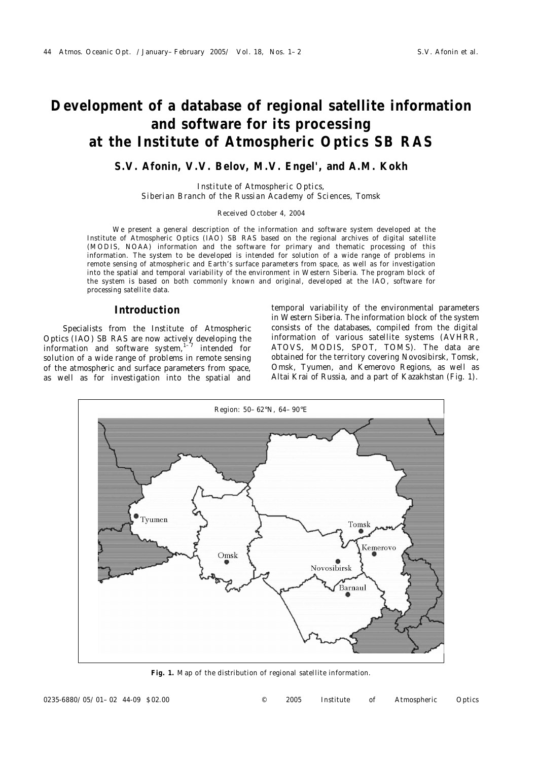# Development of a database of regional satellite information and software for its processing at the Institute of Atmospheric Optics SB RAS

**S.V. Afonin, V.V. Belov, M.V. Engel', and A.M. Kokh**

*Institute of Atmospheric Optics, Siberian Branch of the Russian Academy of Sciences, Tomsk*

*Received October 4, 2004*

We present a general description of the information and software system developed at the Institute of Atmospheric Optics (IAO) SB RAS based on the regional archives of digital satellite (MODIS, NOAA) information and the software for primary and thematic processing of this information. The system to be developed is intended for solution of a wide range of problems in remote sensing of atmospheric and Earth's surface parameters from space, as well as for investigation into the spatial and temporal variability of the environment in Western Siberia. The program block of the system is based on both commonly known and original, developed at the IAO, software for processing satellite data.

## Introduction

Specialists from the Institute of Atmospheric Optics (IAO) SB RAS are now actively developing the information and software system,[1–7] intended for solution of a wide range of problems in remote sensing of the atmospheric and surface parameters from space, as well as for investigation into the spatial and temporal variability of the environmental parameters in Western Siberia. The information block of the system consists of the databases, compiled from the digital information of various satellite systems (AVHRR, ATOVS, MODIS, SPOT, TOMS). The data are obtained for the territory covering Novosibirsk, Tomsk, Omsk, Tyumen, and Kemerovo Regions, as well as Altai Krai of Russia, and a part of Kazakhstan (Fig. 1).

Region: 50–62°N, 64–90°E

Tyumen, Omsk, Tomsk, Kemerovo, Novosibirsk, Barnaul

**Fig. 1.** Map of the distribution of regional satellite information.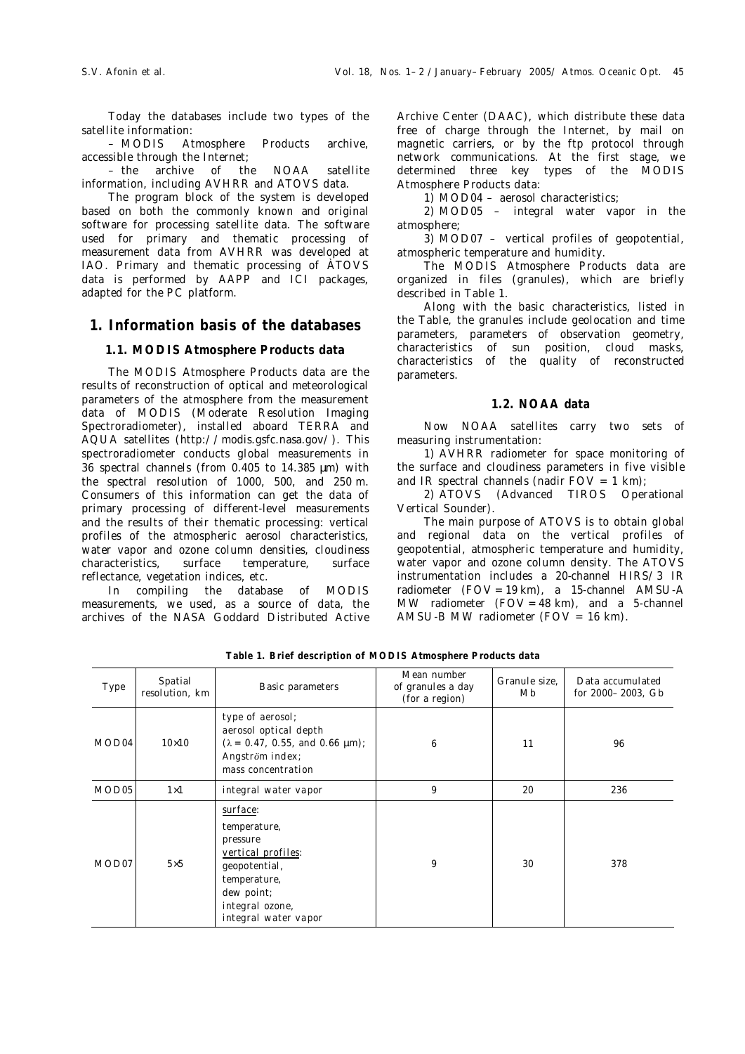Today the databases include two types of the satellite information:

– MODIS Atmosphere Products archive, accessible through the Internet;

– the archive of the NOAA satellite information, including AVHRR and ATOVS data.

The program block of the system is developed based on both the commonly known and original software for processing satellite data. The software used for primary and thematic processing of measurement data from AVHRR was developed at IAO. Primary and thematic processing of ATOVS data is performed by AAPP and ICI packages, adapted for the PC platform.

## 1. Information basis of the databases

### 1.1. MODIS Atmosphere Products data

The MODIS Atmosphere Products data are the results of reconstruction of optical and meteorological parameters of the atmosphere from the measurement data of MODIS (Moderate Resolution Imaging Spectroradiometer), installed aboard TERRA and AQUA satellites (http://modis.gsfc.nasa.gov/). This spectroradiometer conducts global measurements in 36 spectral channels (from 0.405 to 14.385 μm) with the spectral resolution of 1000, 500, and 250 m. Consumers of this information can get the data of primary processing of different-level measurements and the results of their thematic processing: vertical profiles of the atmospheric aerosol characteristics, water vapor and ozone column densities, cloudiness characteristics, surface temperature, surface reflectance, vegetation indices, etc.

In compiling the database of MODIS measurements, we used, as a source of data, the archives of the NASA Goddard Distributed Active Archive Center (DAAC), which distribute these data free of charge through the Internet, by mail on magnetic carriers, or by the ftp protocol through network communications. At the first stage, we determined three key types of the MODIS Atmosphere Products data:

1) MOD04 – aerosol characteristics;

2) MOD05 – integral water vapor in the atmosphere;

3) MOD07 – vertical profiles of geopotential, atmospheric temperature and humidity.

The MODIS Atmosphere Products data are organized in files (granules), which are briefly described in Table 1.

Along with the basic characteristics, listed in the Table, the granules include geolocation and time parameters, parameters of observation geometry, characteristics of sun position, cloud masks, characteristics of the quality of reconstructed parameters.

### 1.2. NOAA data

Now NOAA satellites carry two sets of measuring instrumentation:

1) AVHRR radiometer for space monitoring of the surface and cloudiness parameters in five visible and IR spectral channels (nadir FOV = 1 km);

2) ATOVS (Advanced TIROS Operational Vertical Sounder).

The main purpose of ATOVS is to obtain global and regional data on the vertical profiles of geopotential, atmospheric temperature and humidity, water vapor and ozone column density. The ATOVS instrumentation includes a 20-channel HIRS/3 IR radiometer (FOV = 19 km), a 15-channel AMSU-A MW radiometer (FOV = 48 km), and a 5-channel AMSU-B MW radiometer (FOV = 16 km).

**Table 1. Brief description of MODIS Atmosphere Products data**

| Type | Spatial resolution, km | Basic parameters | Mean number of granules a day (for a region) | Granule size, Mb | Data accumulated for 2000–2003, Gb |
|---|---|---|---|---|---|
| MOD04 | 10×10 | type of aerosol; aerosol optical depth ($\lambda$ = 0.47, 0.55, and 0.66 μm); Angström index; mass concentration | 6 | 11 | 96 |
| MOD05 | 1×1 | integral water vapor | 9 | 20 | 236 |
| MOD07 | 5×5 | surface: temperature, pressure; vertical profiles: geopotential, temperature, dew point; integral ozone, integral water vapor | 9 | 30 | 378 |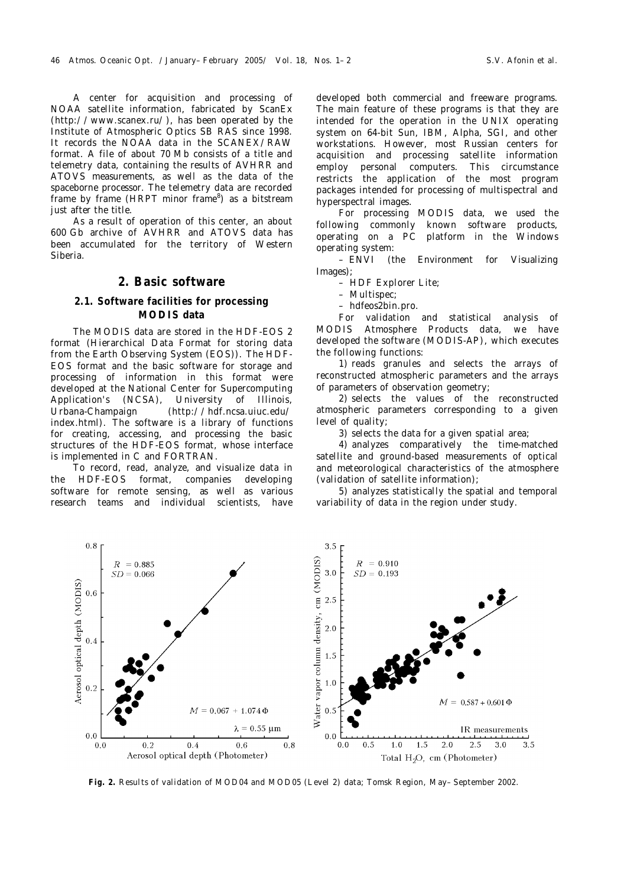A center for acquisition and processing of NOAA satellite information, fabricated by ScanEx (http://www.scanex.ru/), has been operated by the Institute of Atmospheric Optics SB RAS since 1998. It records the NOAA data in the SCANEX/RAW format. A file of about 70 Mb consists of a title and telemetry data, containing the results of AVHRR and ATOVS measurements, as well as the data of the spaceborne processor. The telemetry data are recorded frame by frame (HRPT minor frame[8]) as a bitstream just after the title.

As a result of operation of this center, an about 600 Gb archive of AVHRR and ATOVS data has been accumulated for the territory of Western Siberia.

## 2. Basic software

### 2.1. Software facilities for processing MODIS data

The MODIS data are stored in the HDF-EOS 2 format (Hierarchical Data Format for storing data from the Earth Observing System (EOS)). The HDF-EOS format and the basic software for storage and processing of information in this format were developed at the National Center for Supercomputing Application's (NCSA), University of Illinois, Urbana-Champaign (http://hdf.ncsa.uiuc.edu/index.html). The software is a library of functions for creating, accessing, and processing the basic structures of the HDF-EOS format, whose interface is implemented in C and FORTRAN.

To record, read, analyze, and visualize data in the HDF-EOS format, companies developing software for remote sensing, as well as various research teams and individual scientists, have developed both commercial and freeware programs. The main feature of these programs is that they are intended for the operation in the UNIX operating system on 64-bit Sun, IBM, Alpha, SGI, and other workstations. However, most Russian centers for acquisition and processing satellite information employ personal computers. This circumstance restricts the application of the most program packages intended for processing of multispectral and hyperspectral images.

For processing MODIS data, we used the following commonly known software products, operating on a PC platform in the Windows operating system:

– ENVI (the Environment for Visualizing Images);

– HDF Explorer Lite;

– Multispec;

– hdfeos2bin.pro.

For validation and statistical analysis of MODIS Atmosphere Products data, we have developed the software (MODIS-AP), which executes the following functions:

1) reads granules and selects the arrays of reconstructed atmospheric parameters and the arrays of parameters of observation geometry;

2) selects the values of the reconstructed atmospheric parameters corresponding to a given level of quality;

3) selects the data for a given spatial area;

4) analyzes comparatively the time-matched satellite and ground-based measurements of optical and meteorological characteristics of the atmosphere (validation of satellite information);

5) analyzes statistically the spatial and temporal variability of data in the region under study.

**Fig. 2.** Results of validation of MOD04 and MOD05 (Level 2) data; Tomsk Region, May–September 2002.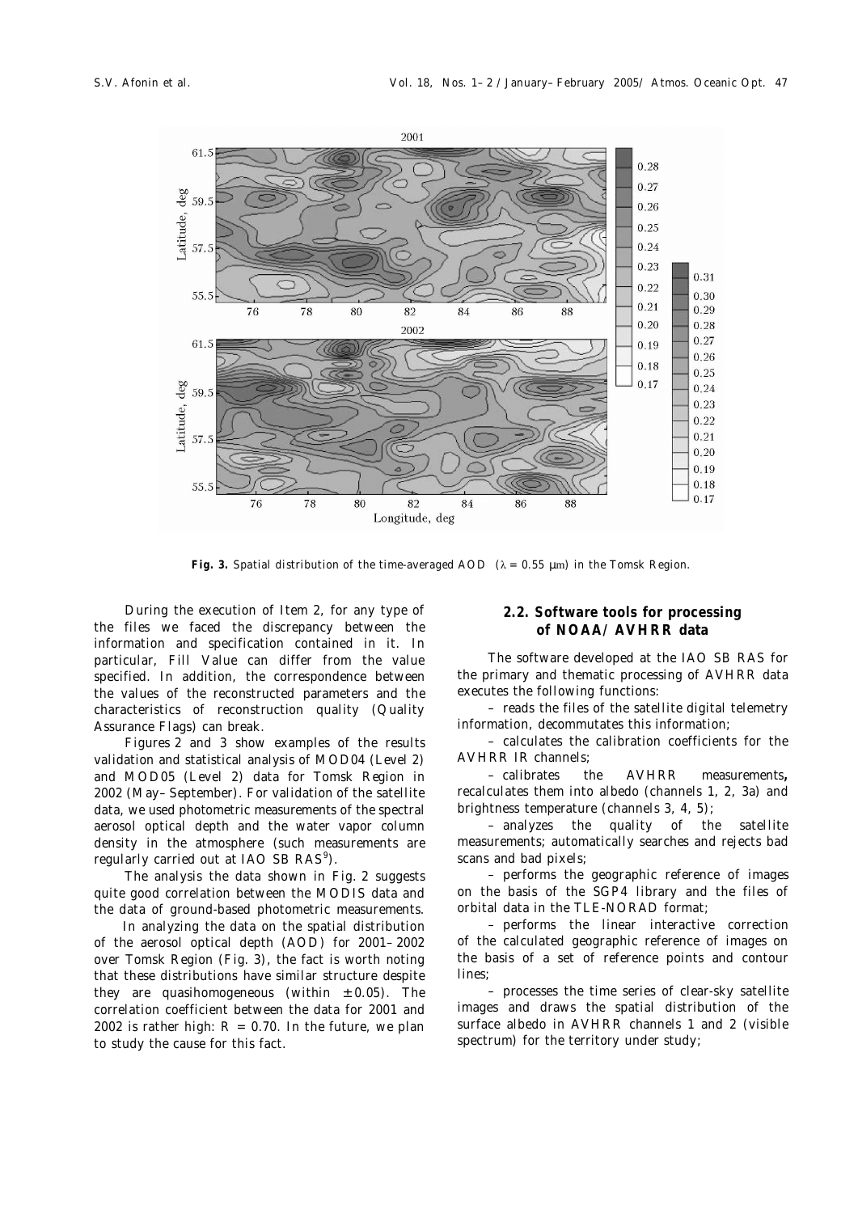**Fig. 3.** Spatial distribution of the time-averaged AOD ($\lambda$ = 0.55 μm) in the Tomsk Region.

During the execution of Item 2, for any type of the files we faced the discrepancy between the information and specification contained in it. In particular, Fill Value can differ from the value specified. In addition, the correspondence between the values of the reconstructed parameters and the characteristics of reconstruction quality (Quality Assurance Flags) can break.

Figures 2 and 3 show examples of the results validation and statistical analysis of MOD04 (Level 2) and MOD05 (Level 2) data for Tomsk Region in 2002 (May–September). For validation of the satellite data, we used photometric measurements of the spectral aerosol optical depth and the water vapor column density in the atmosphere (such measurements are regularly carried out at IAO SB RAS[9]).

The analysis the data shown in Fig. 2 suggests quite good correlation between the MODIS data and the data of ground-based photometric measurements.

In analyzing the data on the spatial distribution of the aerosol optical depth (AOD) for 2001–2002 over Tomsk Region (Fig. 3), the fact is worth noting that these distributions have similar structure despite they are quasihomogeneous (within ±0.05). The correlation coefficient between the data for 2001 and 2002 is rather high: $R$ = 0.70. In the future, we plan to study the cause for this fact.

## 2.2. Software tools for processing of NOAA/AVHRR data

The software developed at the IAO SB RAS for the primary and thematic processing of AVHRR data executes the following functions:

– reads the files of the satellite digital telemetry information, decommutates this information;

– calculates the calibration coefficients for the AVHRR IR channels;

– calibrates the AVHRR measurements**,** recalculates them into albedo (channels 1, 2, 3a) and brightness temperature (channels 3, 4, 5);

– analyzes the quality of the satellite measurements; automatically searches and rejects bad scans and bad pixels;

– performs the geographic reference of images on the basis of the SGP4 library and the files of orbital data in the TLE-NORAD format;

– performs the linear interactive correction of the calculated geographic reference of images on the basis of a set of reference points and contour lines;

– processes the time series of clear-sky satellite images and draws the spatial distribution of the surface albedo in AVHRR channels 1 and 2 (visible spectrum) for the territory under study;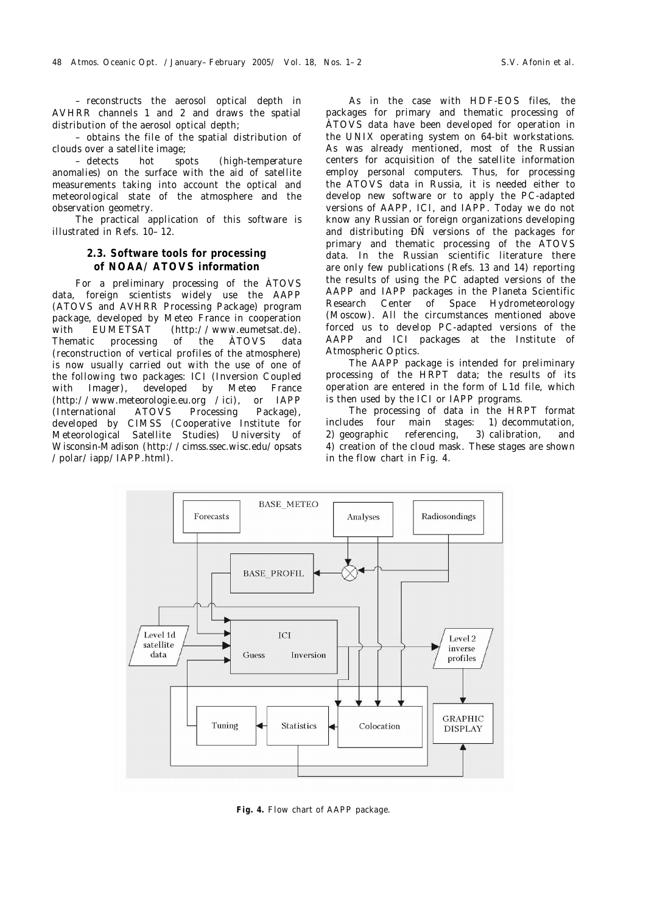– reconstructs the aerosol optical depth in AVHRR channels 1 and 2 and draws the spatial distribution of the aerosol optical depth;

– obtains the file of the spatial distribution of clouds over a satellite image;

– detects hot spots (high-temperature anomalies) on the surface with the aid of satellite measurements taking into account the optical and meteorological state of the atmosphere and the observation geometry.

The practical application of this software is illustrated in Refs. 10–12.

### 2.3. Software tools for processing of NOAA/ATOVS information

For a preliminary processing of the ÀTOVS data, foreign scientists widely use the AAPP (ATOVS and AVHRR Processing Package) program package, developed by Meteo France in cooperation with EUMETSAT (http://www.eumetsat.de). Thematic processing of the ÀTOVS data (reconstruction of vertical profiles of the atmosphere) is now usually carried out with the use of one of the following two packages: ICI (Inversion Coupled with Imager), developed by Meteo France (http://www.meteorologie.eu.org /ici), or IAPP (International ATOVS Processing Package), developed by CIMSS (Cooperative Institute for Meteorological Satellite Studies) University of Wisconsin-Madison (http://cimss.ssec.wisc.edu/opsats /polar/iapp/IAPP.html).

As in the case with HDF-EOS files, the packages for primary and thematic processing of ÀTOVS data have been developed for operation in the UNIX operating system on 64-bit workstations. As was already mentioned, most of the Russian centers for acquisition of the satellite information employ personal computers. Thus, for processing the ATOVS data in Russia, it is needed either to develop new software or to apply the PC-adapted versions of AAPP, ICI, and IAPP. Today we do not know any Russian or foreign organizations developing and distributing ÐÑ versions of the packages for primary and thematic processing of the ATOVS data. In the Russian scientific literature there are only few publications (Refs. 13 and 14) reporting the results of using the PC adapted versions of the AAPP and IAPP packages in the Planeta Scientific Research Center of Space Hydrometeorology (Moscow). All the circumstances mentioned above forced us to develop PC-adapted versions of the AAPP and ICI packages at the Institute of Atmospheric Optics.

The AAPP package is intended for preliminary processing of the HRPT data; the results of its operation are entered in the form of L1d file, which is then used by the ICI or IAPP programs.

The processing of data in the HRPT format includes four main stages: 1) decommutation, 2) geographic referencing, 3) calibration, and 4) creation of the cloud mask. These stages are shown in the flow chart in Fig. 4.

**Fig. 4.** Flow chart of AAPP package.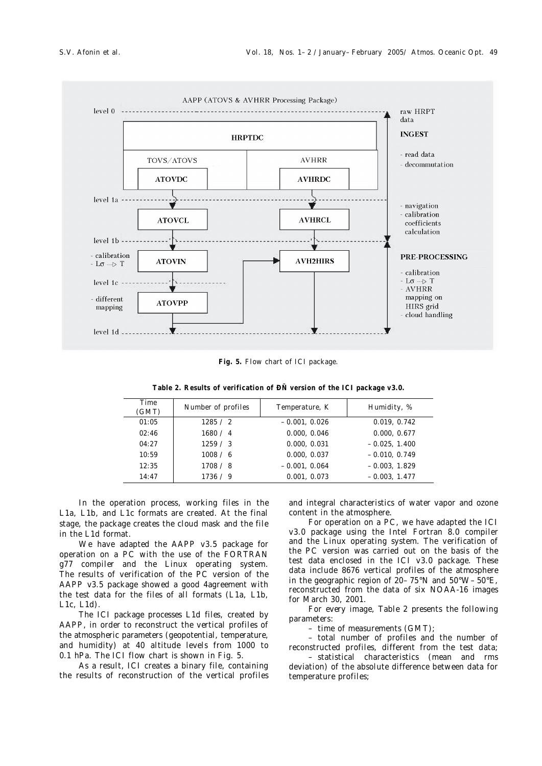**Fig. 5.** Flow chart of ICI package.

**Table 2. Results of verification of ÐÑ version of the ICI package v3.0.**

| Time (GMT) | Number of profiles | Temperature, K | Humidity, % |
|---|---|---|---|
| 01:05 | 1285 / 2 | –0.001, 0.026 | 0.019, 0.742 |
| 02:46 | 1680 / 4 | 0.000, 0.046 | 0.000, 0.677 |
| 04:27 | 1259 / 3 | 0.000, 0.031 | –0.025, 1.400 |
| 10:59 | 1008 / 6 | 0.000, 0.037 | –0.010, 0.749 |
| 12:35 | 1708 / 8 | –0.001, 0.064 | –0.003, 1.829 |
| 14:47 | 1736 / 9 | 0.001, 0.073 | –0.003, 1.477 |

In the operation process, working files in the L1a, L1b, and L1c formats are created. At the final stage, the package creates the cloud mask and the file in the L1d format.

We have adapted the AAPP v3.5 package for operation on a PC with the use of the FORTRAN g77 compiler and the Linux operating system. The results of verification of the PC version of the AAPP v3.5 package showed a good 4agreement with the test data for the files of all formats (L1a, L1b, L1c, L1d).

The ICI package processes L1d files, created by AAPP, in order to reconstruct the vertical profiles of the atmospheric parameters (geopotential, temperature, and humidity) at 40 altitude levels from 1000 to 0.1 hPa. The ICI flow chart is shown in Fig. 5.

As a result, ICI creates a binary file, containing the results of reconstruction of the vertical profiles and integral characteristics of water vapor and ozone content in the atmosphere.

For operation on a PC, we have adapted the ICI v3.0 package using the Intel Fortran 8.0 compiler and the Linux operating system. The verification of the PC version was carried out on the basis of the test data enclosed in the ICI v3.0 package. These data include 8676 vertical profiles of the atmosphere in the geographic region of 20–75°N and 50°W–50°E, reconstructed from the data of six NOAA-16 images for March 30, 2001.

For every image, Table 2 presents the following parameters:

– time of measurements (GMT);

– total number of profiles and the number of reconstructed profiles, different from the test data;

– statistical characteristics (mean and rms deviation) of the absolute difference between data for temperature profiles;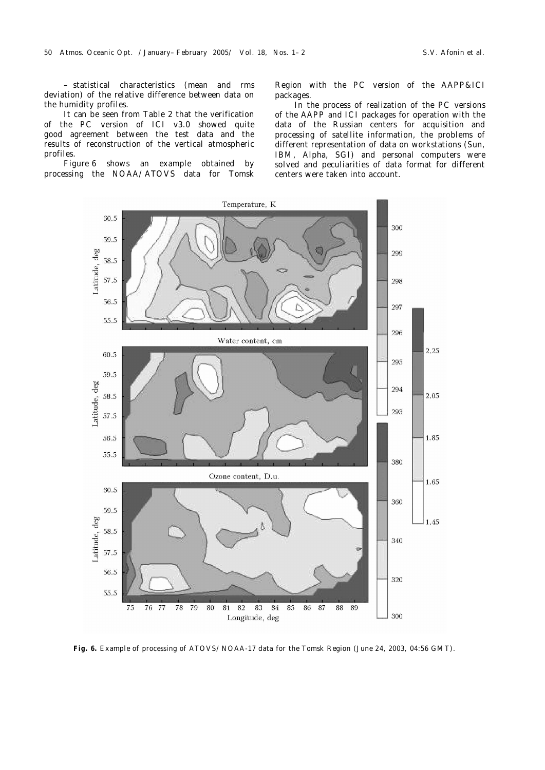– statistical characteristics (mean and rms deviation) of the relative difference between data on the humidity profiles.

It can be seen from Table 2 that the verification of the PC version of ICI v3.0 showed quite good agreement between the test data and the results of reconstruction of the vertical atmospheric profiles.

Figure 6 shows an example obtained by processing the NOAA/ATOVS data for Tomsk Region with the PC version of the AAPP&ICI packages.

In the process of realization of the PC versions of the AAPP and ICI packages for operation with the data of the Russian centers for acquisition and processing of satellite information, the problems of different representation of data on workstations (Sun, IBM, Alpha, SGI) and personal computers were solved and peculiarities of data format for different centers were taken into account.

**Fig. 6.** Example of processing of ATOVS/NOAA-17 data for the Tomsk Region (June 24, 2003, 04:56 GMT).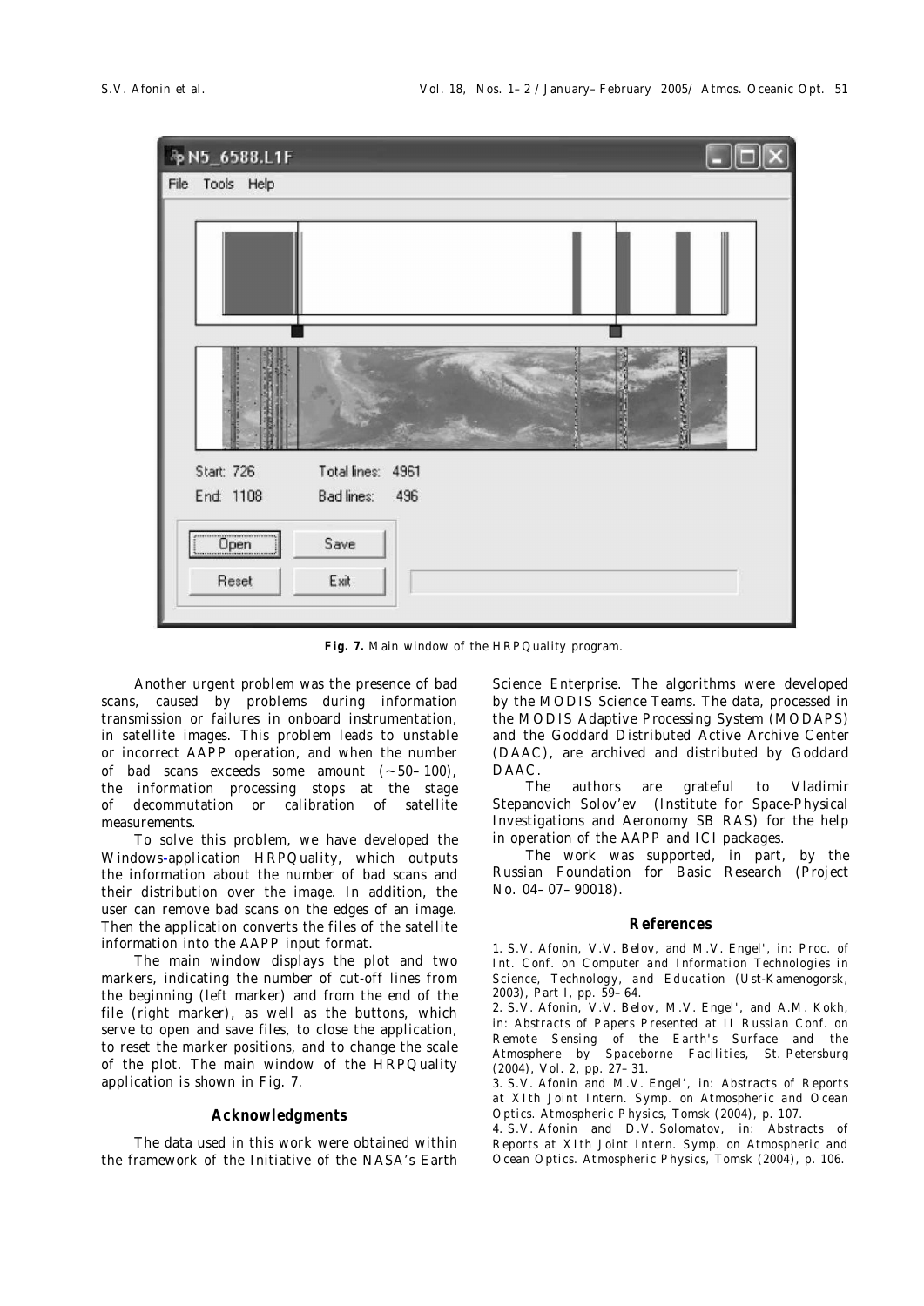Fig. 7. Main window of the HRPQuality program.

Another urgent problem was the presence of bad scans, caused by problems during information transmission or failures in onboard instrumentation, in satellite images. This problem leads to unstable or incorrect AAPP operation, and when the number of bad scans exceeds some amount (~50–100), the information processing stops at the stage of decommutation or calibration of satellite measurements.

To solve this problem, we have developed the Windows-application HRPQuality, which outputs the information about the number of bad scans and their distribution over the image. In addition, the user can remove bad scans on the edges of an image. Then the application converts the files of the satellite information into the AAPP input format.

The main window displays the plot and two markers, indicating the number of cut-off lines from the beginning (left marker) and from the end of the file (right marker), as well as the buttons, which serve to open and save files, to close the application, to reset the marker positions, and to change the scale of the plot. The main window of the HRPQuality application is shown in Fig. 7.

## Acknowledgments

The data used in this work were obtained within the framework of the Initiative of the NASA's Earth Science Enterprise. The algorithms were developed by the MODIS Science Teams. The data, processed in the MODIS Adaptive Processing System (MODAPS) and the Goddard Distributed Active Archive Center (DAAC), are archived and distributed by Goddard DAAC.

The authors are grateful to Vladimir Stepanovich Solov'ev (Institute for Space-Physical Investigations and Aeronomy SB RAS) for the help in operation of the AAPP and ICI packages.

The work was supported, in part, by the Russian Foundation for Basic Research (Project No. 04–07–90018).

## References

1. S.V. Afonin, V.V. Belov, and M.V. Engel', in: *Proc. of Int. Conf. on Computer and Information Technologies in Science, Technology, and Education* (Ust-Kamenogorsk, 2003), Part I, pp. 59–64.
2. S.V. Afonin, V.V. Belov, M.V. Engel', and A.M. Kokh, in: *Abstracts of Papers Presented at II Russian Conf. on Remote Sensing of the Earth's Surface and the Atmosphere by Spaceborne Facilities*, St. Petersburg (2004), Vol. 2, pp. 27–31.
3. S.V. Afonin and M.V. Engel', in: *Abstracts of Reports at XIth Joint Intern. Symp. on Atmospheric and Ocean Optics. Atmospheric Physics*, Tomsk (2004), p. 107.
4. S.V. Afonin and D.V. Solomatov, in: *Abstracts of Reports at XIth Joint Intern. Symp. on Atmospheric and Ocean Optics. Atmospheric Physics*, Tomsk (2004), p. 106.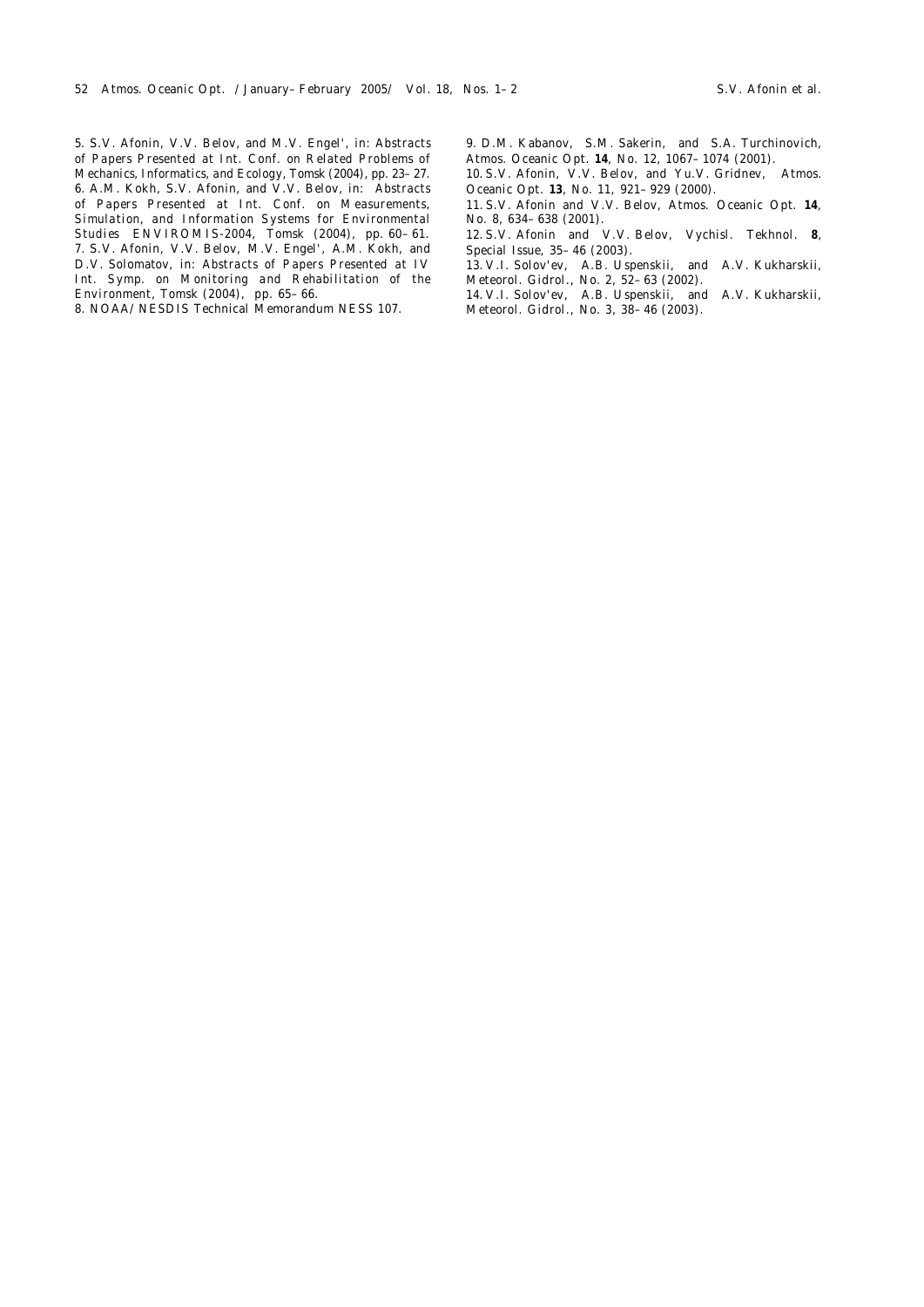5. S.V. Afonin, V.V. Belov, and M.V. Engel', in: *Abstracts of Papers Presented at Int. Conf. on Related Problems of Mechanics, Informatics, and Ecology*, Tomsk (2004), pp. 23–27.

6. A.M. Kokh, S.V. Afonin, and V.V. Belov, in: *Abstracts of Papers Presented at Int. Conf. on Measurements, Simulation, and Information Systems for Environmental Studies ENVIROMIS-2004*, Tomsk (2004), pp. 60–61.

7. S.V. Afonin, V.V. Belov, M.V. Engel', A.M. Kokh, and D.V. Solomatov, in: *Abstracts of Papers Presented at IV Int. Symp. on Monitoring and Rehabilitation of the Environment*, Tomsk (2004), pp. 65–66.

8. NOAA/NESDIS Technical Memorandum NESS 107.

9. D.M. Kabanov, S.M. Sakerin, and S.A. Turchinovich, Atmos. Oceanic Opt. **14**, No. 12, 1067–1074 (2001).

10. S.V. Afonin, V.V. Belov, and Yu.V. Gridnev, Atmos. Oceanic Opt. **13**, No. 11, 921–929 (2000).

11. S.V. Afonin and V.V. Belov, Atmos. Oceanic Opt. **14**, No. 8, 634–638 (2001).

12. S.V. Afonin and V.V. Belov, Vychisl. Tekhnol. **8**, Special Issue, 35–46 (2003).

13. V.I. Solov'ev, A.B. Uspenskii, and A.V. Kukharskii, Meteorol. Gidrol., No. 2, 52–63 (2002).

14. V.I. Solov'ev, A.B. Uspenskii, and A.V. Kukharskii, Meteorol. Gidrol., No. 3, 38–46 (2003).